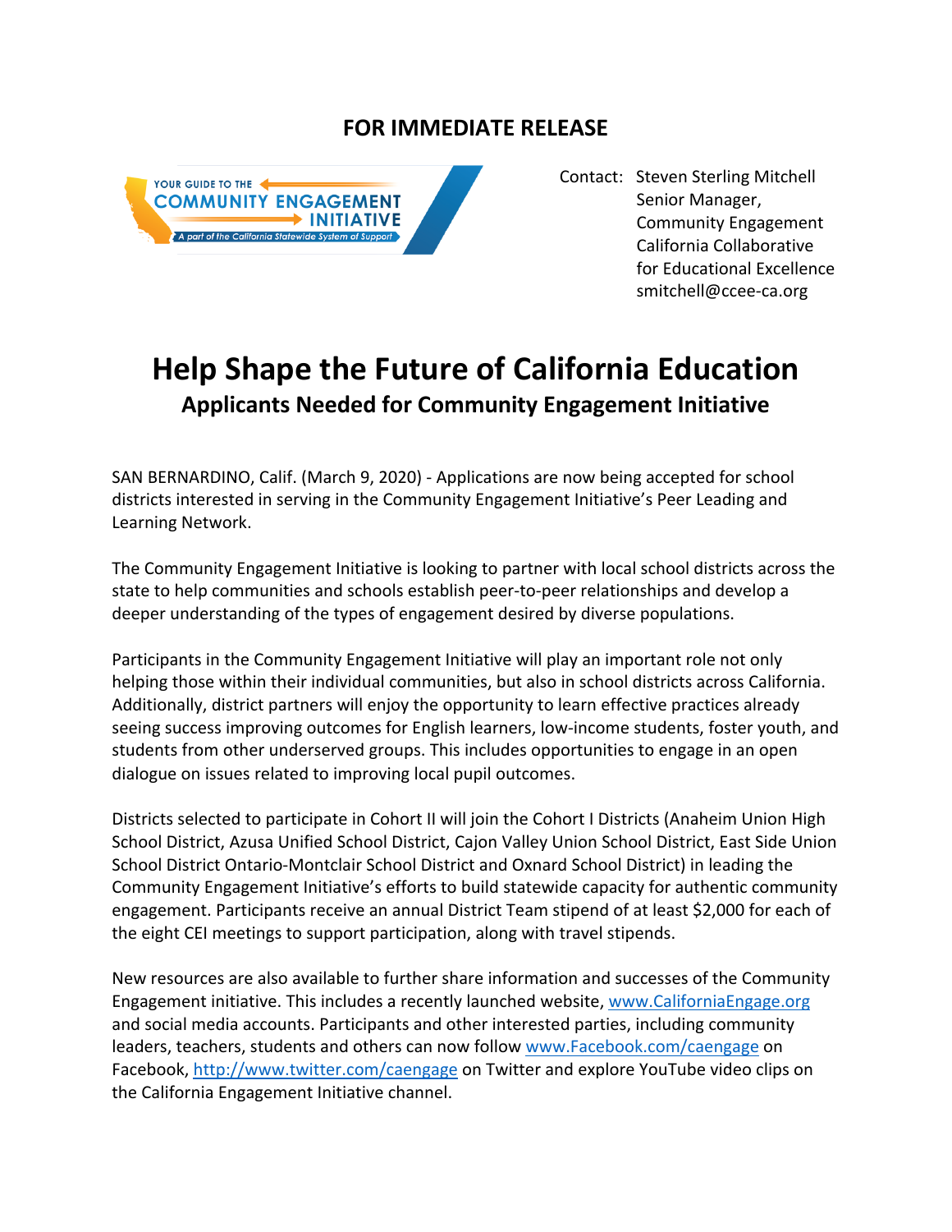**FOR IMMEDIATE RELEASE**

YOUR GUIDE TO THE COMMUNITY ENGAGEMENT INITIATIVE

*A part of the California Statewide System of Support*

Contact: Steven Sterling Mitchell
Senior Manager,
Community Engagement
California Collaborative
for Educational Excellence
smitchell@ccee-ca.org

# Help Shape the Future of California Education

## Applicants Needed for Community Engagement Initiative

SAN BERNARDINO, Calif. (March 9, 2020) - Applications are now being accepted for school districts interested in serving in the Community Engagement Initiative's Peer Leading and Learning Network.

The Community Engagement Initiative is looking to partner with local school districts across the state to help communities and schools establish peer-to-peer relationships and develop a deeper understanding of the types of engagement desired by diverse populations.

Participants in the Community Engagement Initiative will play an important role not only helping those within their individual communities, but also in school districts across California. Additionally, district partners will enjoy the opportunity to learn effective practices already seeing success improving outcomes for English learners, low-income students, foster youth, and students from other underserved groups. This includes opportunities to engage in an open dialogue on issues related to improving local pupil outcomes.

Districts selected to participate in Cohort II will join the Cohort I Districts (Anaheim Union High School District, Azusa Unified School District, Cajon Valley Union School District, East Side Union School District Ontario-Montclair School District and Oxnard School District) in leading the Community Engagement Initiative's efforts to build statewide capacity for authentic community engagement. Participants receive an annual District Team stipend of at least $2,000 for each of the eight CEI meetings to support participation, along with travel stipends.

New resources are also available to further share information and successes of the Community Engagement initiative. This includes a recently launched website, www.CaliforniaEngage.org and social media accounts. Participants and other interested parties, including community leaders, teachers, students and others can now follow www.Facebook.com/caengage on Facebook, http://www.twitter.com/caengage on Twitter and explore YouTube video clips on the California Engagement Initiative channel.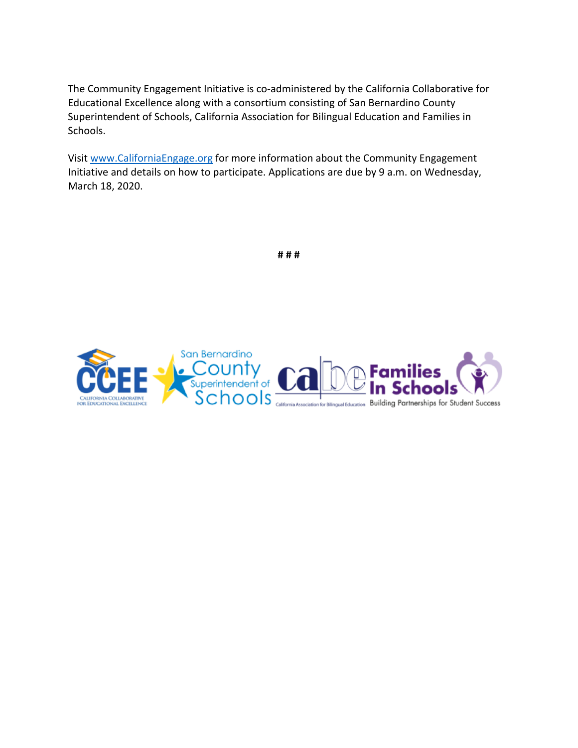The Community Engagement Initiative is co-administered by the California Collaborative for Educational Excellence along with a consortium consisting of San Bernardino County Superintendent of Schools, California Association for Bilingual Education and Families in Schools.

Visit [www.CaliforniaEngage.org](http://www.CaliforniaEngage.org) for more information about the Community Engagement Initiative and details on how to participate. Applications are due by 9 a.m. on Wednesday, March 18, 2020.

**# # #**